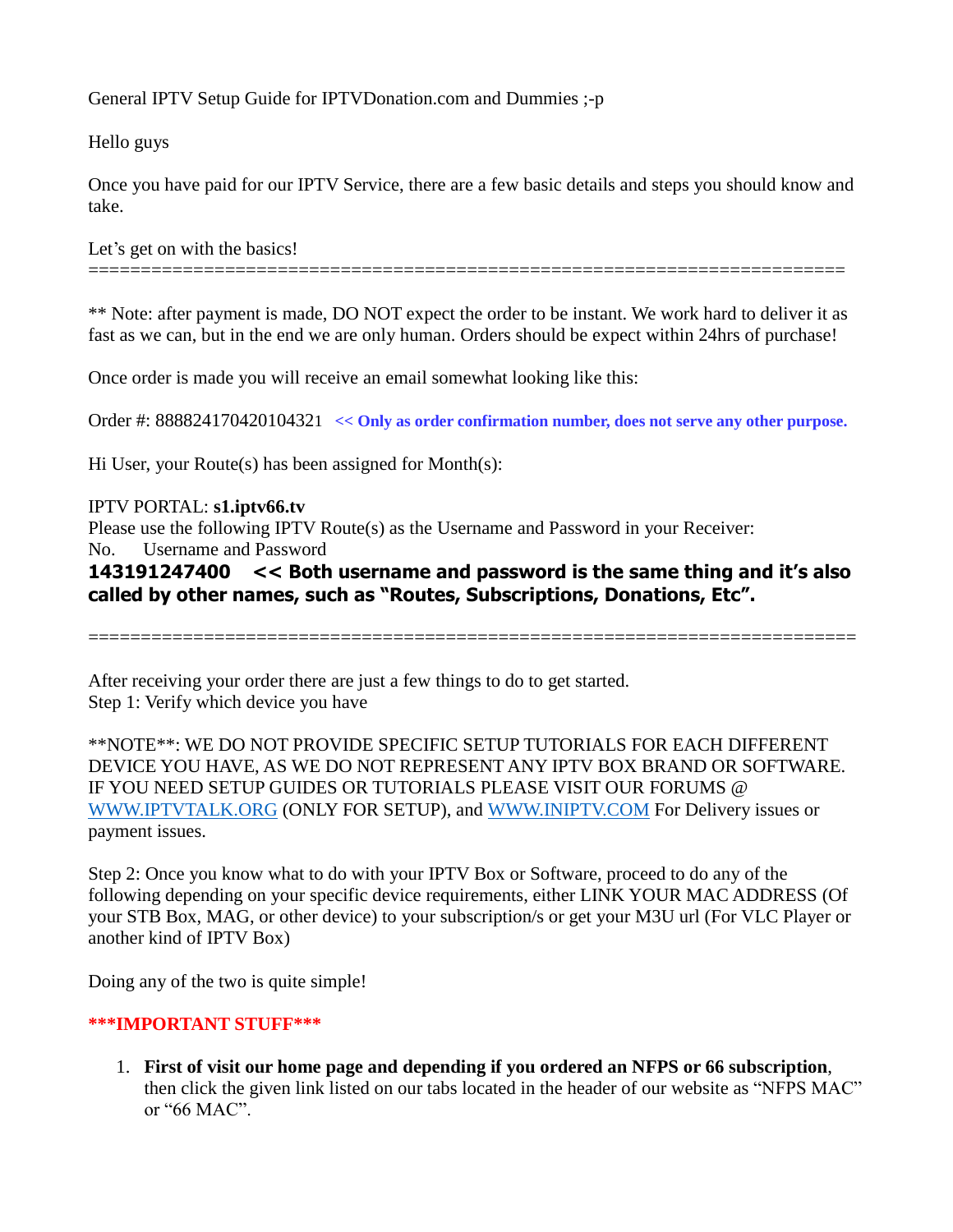General IPTV Setup Guide for IPTVDonation.com and Dummies ;-p

Hello guys

Once you have paid for our IPTV Service, there are a few basic details and steps you should know and take.

Let's get on with the basics!
==========================================================================

** Note: after payment is made, DO NOT expect the order to be instant. We work hard to deliver it as fast as we can, but in the end we are only human. Orders should be expect within 24hrs of purchase!

Once order is made you will receive an email somewhat looking like this:

Order #: 888824170420104321 **<< Only as order confirmation number, does not serve any other purpose.**

Hi User, your Route(s) has been assigned for Month(s):

IPTV PORTAL: **s1.iptv66.tv**
Please use the following IPTV Route(s) as the Username and Password in your Receiver:
No. Username and Password
**143191247400 << Both username and password is the same thing and it's also called by other names, such as "Routes, Subscriptions, Donations, Etc".**

==========================================================================

After receiving your order there are just a few things to do to get started.
Step 1: Verify which device you have

**NOTE**: WE DO NOT PROVIDE SPECIFIC SETUP TUTORIALS FOR EACH DIFFERENT DEVICE YOU HAVE, AS WE DO NOT REPRESENT ANY IPTV BOX BRAND OR SOFTWARE. IF YOU NEED SETUP GUIDES OR TUTORIALS PLEASE VISIT OUR FORUMS @ WWW.IPTVTALK.ORG (ONLY FOR SETUP), and WWW.INIPTV.COM For Delivery issues or payment issues.

Step 2: Once you know what to do with your IPTV Box or Software, proceed to do any of the following depending on your specific device requirements, either LINK YOUR MAC ADDRESS (Of your STB Box, MAG, or other device) to your subscription/s or get your M3U url (For VLC Player or another kind of IPTV Box)

Doing any of the two is quite simple!

**\*\*\*IMPORTANT STUFF\*\*\***

1. **First of visit our home page and depending if you ordered an NFPS or 66 subscription**, then click the given link listed on our tabs located in the header of our website as "NFPS MAC" or "66 MAC".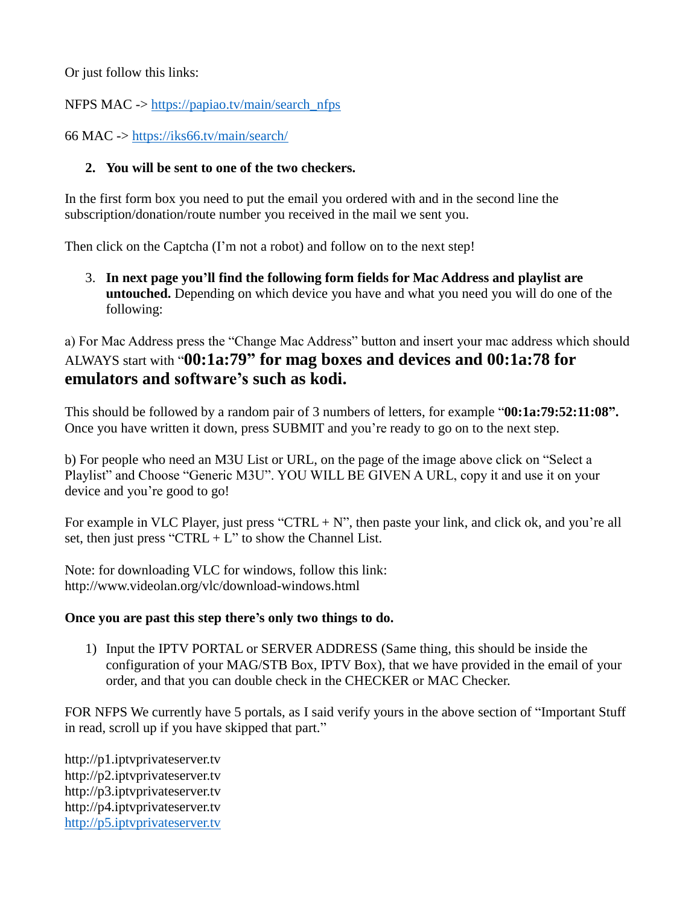Or just follow this links:

NFPS MAC -> https://papiao.tv/main/search_nfps

66 MAC -> https://iks66.tv/main/search/

2. **You will be sent to one of the two checkers.**

In the first form box you need to put the email you ordered with and in the second line the subscription/donation/route number you received in the mail we sent you.

Then click on the Captcha (I'm not a robot) and follow on to the next step!

3. **In next page you'll find the following form fields for Mac Address and playlist are untouched.** Depending on which device you have and what you need you will do one of the following:

a) For Mac Address press the "Change Mac Address" button and insert your mac address which should ALWAYS start with "**00:1a:79" for mag boxes and devices and 00:1a:78 for emulators and software's such as kodi.**

This should be followed by a random pair of 3 numbers of letters, for example "**00:1a:79:52:11:08".** Once you have written it down, press SUBMIT and you're ready to go on to the next step.

b) For people who need an M3U List or URL, on the page of the image above click on "Select a Playlist" and Choose "Generic M3U". YOU WILL BE GIVEN A URL, copy it and use it on your device and you're good to go!

For example in VLC Player, just press "CTRL + N", then paste your link, and click ok, and you're all set, then just press "CTRL + L" to show the Channel List.

Note: for downloading VLC for windows, follow this link: http://www.videolan.org/vlc/download-windows.html

**Once you are past this step there's only two things to do.**

1) Input the IPTV PORTAL or SERVER ADDRESS (Same thing, this should be inside the configuration of your MAG/STB Box, IPTV Box), that we have provided in the email of your order, and that you can double check in the CHECKER or MAC Checker.

FOR NFPS We currently have 5 portals, as I said verify yours in the above section of "Important Stuff in read, scroll up if you have skipped that part."

http://p1.iptvprivateserver.tv
http://p2.iptvprivateserver.tv
http://p3.iptvprivateserver.tv
http://p4.iptvprivateserver.tv
http://p5.iptvprivateserver.tv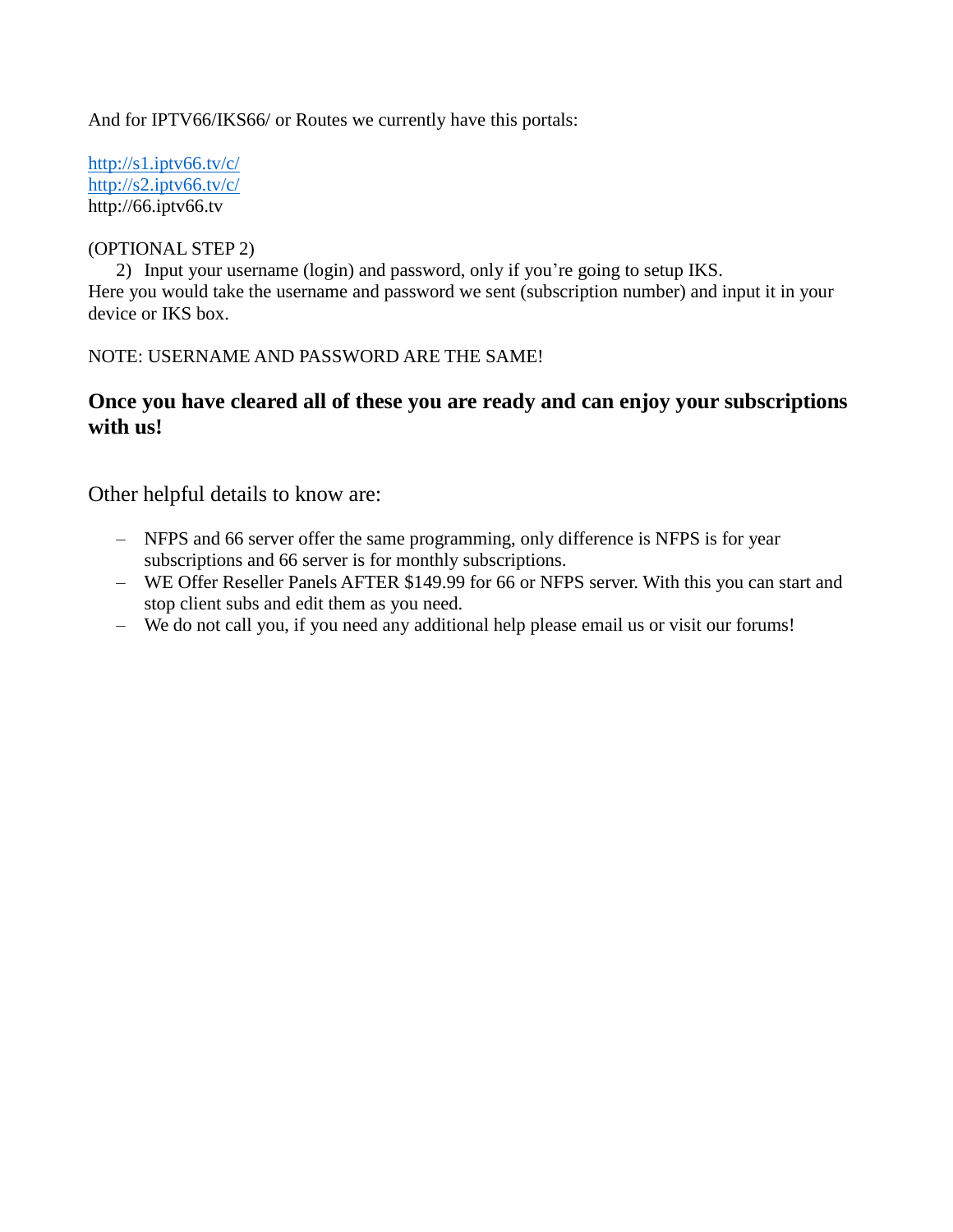And for IPTV66/IKS66/ or Routes we currently have this portals:

http://s1.iptv66.tv/c/
http://s2.iptv66.tv/c/
http://66.iptv66.tv

(OPTIONAL STEP 2)

2) Input your username (login) and password, only if you're going to setup IKS.

Here you would take the username and password we sent (subscription number) and input it in your device or IKS box.

NOTE: USERNAME AND PASSWORD ARE THE SAME!

### **Once you have cleared all of these you are ready and can enjoy your subscriptions with us!**

Other helpful details to know are:

- NFPS and 66 server offer the same programming, only difference is NFPS is for year subscriptions and 66 server is for monthly subscriptions.
- WE Offer Reseller Panels AFTER $149.99 for 66 or NFPS server. With this you can start and stop client subs and edit them as you need.
- We do not call you, if you need any additional help please email us or visit our forums!